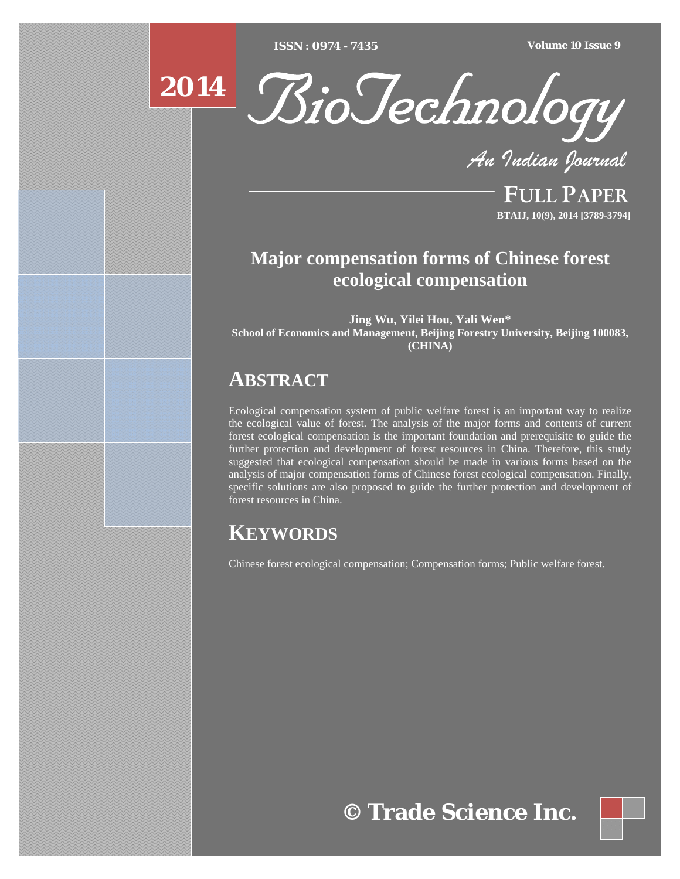# Major compensation forms of Chinese forest ecological compensation

**Jing Wu, Yilei Hou, Yali Wen***

**School of Economics and Management, Beijing Forestry University, Beijing 100083, (CHINA)**

## ABSTRACT

Ecological compensation system of public welfare forest is an important way to realize the ecological value of forest. The analysis of the major forms and contents of current forest ecological compensation is the important foundation and prerequisite to guide the further protection and development of forest resources in China. Therefore, this study suggested that ecological compensation should be made in various forms based on the analysis of major compensation forms of Chinese forest ecological compensation. Finally, specific solutions are also proposed to guide the further protection and development of forest resources in China.

## KEYWORDS

Chinese forest ecological compensation; Compensation forms; Public welfare forest.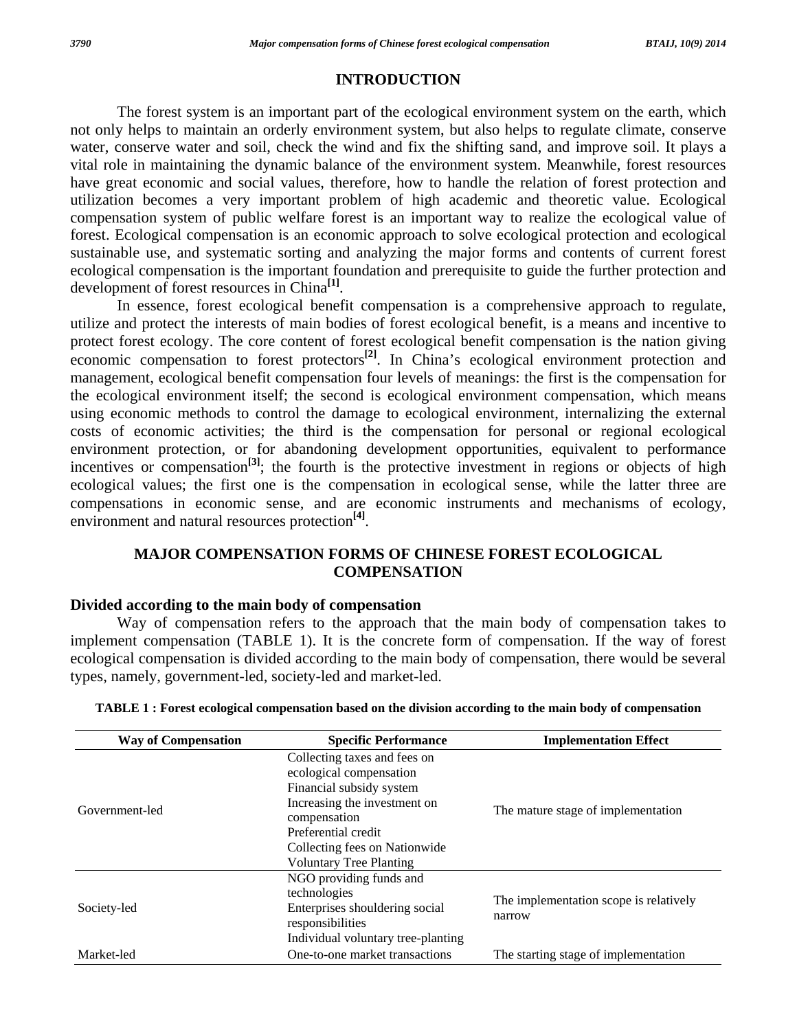## INTRODUCTION

The forest system is an important part of the ecological environment system on the earth, which not only helps to maintain an orderly environment system, but also helps to regulate climate, conserve water, conserve water and soil, check the wind and fix the shifting sand, and improve soil. It plays a vital role in maintaining the dynamic balance of the environment system. Meanwhile, forest resources have great economic and social values, therefore, how to handle the relation of forest protection and utilization becomes a very important problem of high academic and theoretic value. Ecological compensation system of public welfare forest is an important way to realize the ecological value of forest. Ecological compensation is an economic approach to solve ecological protection and ecological sustainable use, and systematic sorting and analyzing the major forms and contents of current forest ecological compensation is the important foundation and prerequisite to guide the further protection and development of forest resources in China[1].

In essence, forest ecological benefit compensation is a comprehensive approach to regulate, utilize and protect the interests of main bodies of forest ecological benefit, is a means and incentive to protect forest ecology. The core content of forest ecological benefit compensation is the nation giving economic compensation to forest protectors[2]. In China's ecological environment protection and management, ecological benefit compensation four levels of meanings: the first is the compensation for the ecological environment itself; the second is ecological environment compensation, which means using economic methods to control the damage to ecological environment, internalizing the external costs of economic activities; the third is the compensation for personal or regional ecological environment protection, or for abandoning development opportunities, equivalent to performance incentives or compensation[3]; the fourth is the protective investment in regions or objects of high ecological values; the first one is the compensation in ecological sense, while the latter three are compensations in economic sense, and are economic instruments and mechanisms of ecology, environment and natural resources protection[4].

## MAJOR COMPENSATION FORMS OF CHINESE FOREST ECOLOGICAL COMPENSATION

### Divided according to the main body of compensation

Way of compensation refers to the approach that the main body of compensation takes to implement compensation (TABLE 1). It is the concrete form of compensation. If the way of forest ecological compensation is divided according to the main body of compensation, there would be several types, namely, government-led, society-led and market-led.

**TABLE 1 : Forest ecological compensation based on the division according to the main body of compensation**

| Way of Compensation | Specific Performance | Implementation Effect |
|---|---|---|
| Government-led | Collecting taxes and fees on ecological compensation<br>Financial subsidy system<br>Increasing the investment on compensation<br>Preferential credit<br>Collecting fees on Nationwide Voluntary Tree Planting | The mature stage of implementation |
| Society-led | NGO providing funds and technologies<br>Enterprises shouldering social responsibilities<br>Individual voluntary tree-planting | The implementation scope is relatively narrow |
| Market-led | One-to-one market transactions | The starting stage of implementation |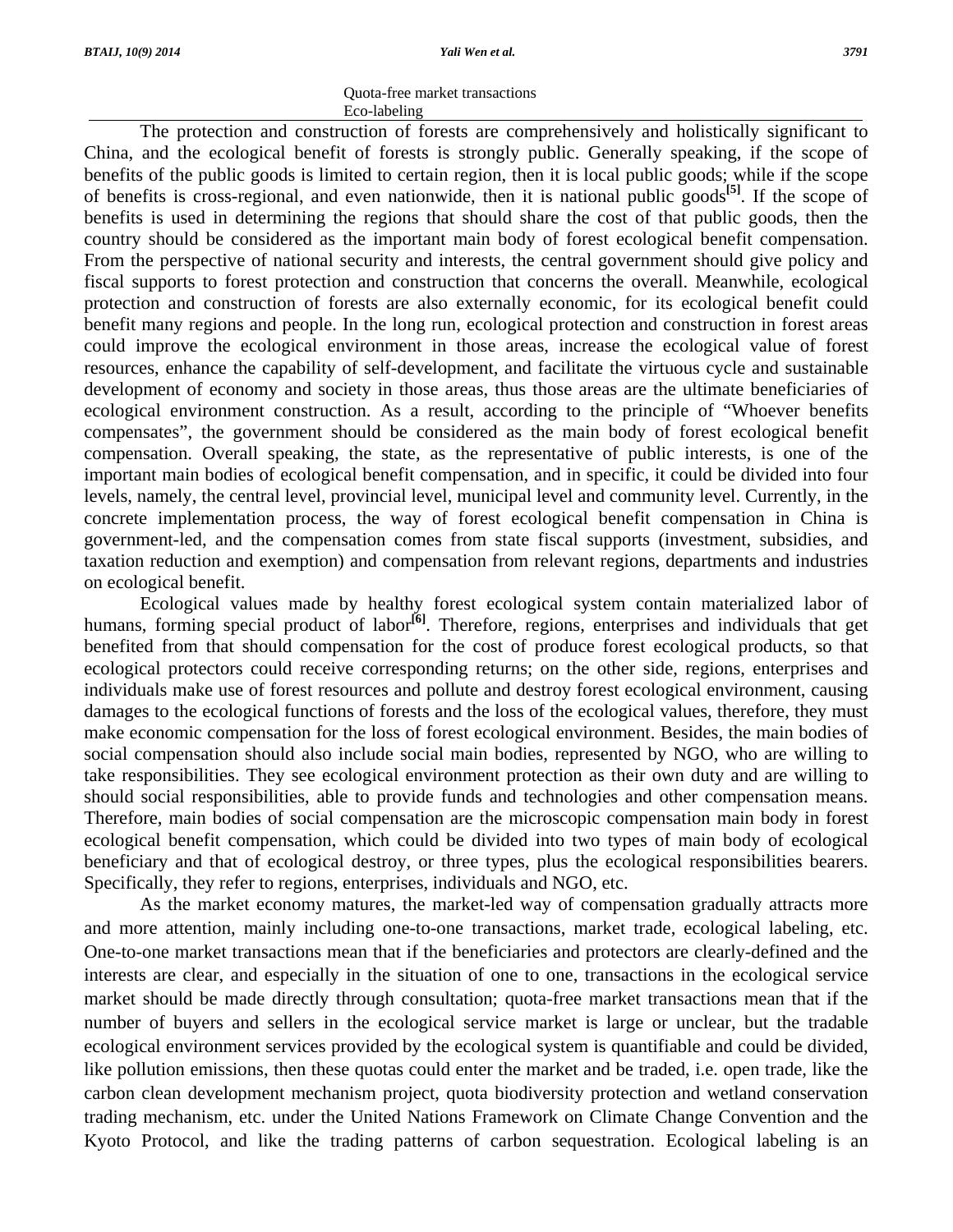| |
|---|
| Quota-free market transactions |
| Eco-labeling |

The protection and construction of forests are comprehensively and holistically significant to China, and the ecological benefit of forests is strongly public. Generally speaking, if the scope of benefits of the public goods is limited to certain region, then it is local public goods; while if the scope of benefits is cross-regional, and even nationwide, then it is national public goods[5]. If the scope of benefits is used in determining the regions that should share the cost of that public goods, then the country should be considered as the important main body of forest ecological benefit compensation. From the perspective of national security and interests, the central government should give policy and fiscal supports to forest protection and construction that concerns the overall. Meanwhile, ecological protection and construction of forests are also externally economic, for its ecological benefit could benefit many regions and people. In the long run, ecological protection and construction in forest areas could improve the ecological environment in those areas, increase the ecological value of forest resources, enhance the capability of self-development, and facilitate the virtuous cycle and sustainable development of economy and society in those areas, thus those areas are the ultimate beneficiaries of ecological environment construction. As a result, according to the principle of "Whoever benefits compensates", the government should be considered as the main body of forest ecological benefit compensation. Overall speaking, the state, as the representative of public interests, is one of the important main bodies of ecological benefit compensation, and in specific, it could be divided into four levels, namely, the central level, provincial level, municipal level and community level. Currently, in the concrete implementation process, the way of forest ecological benefit compensation in China is government-led, and the compensation comes from state fiscal supports (investment, subsidies, and taxation reduction and exemption) and compensation from relevant regions, departments and industries on ecological benefit.

Ecological values made by healthy forest ecological system contain materialized labor of humans, forming special product of labor[6]. Therefore, regions, enterprises and individuals that get benefited from that should compensation for the cost of produce forest ecological products, so that ecological protectors could receive corresponding returns; on the other side, regions, enterprises and individuals make use of forest resources and pollute and destroy forest ecological environment, causing damages to the ecological functions of forests and the loss of the ecological values, therefore, they must make economic compensation for the loss of forest ecological environment. Besides, the main bodies of social compensation should also include social main bodies, represented by NGO, who are willing to take responsibilities. They see ecological environment protection as their own duty and are willing to should social responsibilities, able to provide funds and technologies and other compensation means. Therefore, main bodies of social compensation are the microscopic compensation main body in forest ecological benefit compensation, which could be divided into two types of main body of ecological beneficiary and that of ecological destroy, or three types, plus the ecological responsibilities bearers. Specifically, they refer to regions, enterprises, individuals and NGO, etc.

As the market economy matures, the market-led way of compensation gradually attracts more and more attention, mainly including one-to-one transactions, market trade, ecological labeling, etc. One-to-one market transactions mean that if the beneficiaries and protectors are clearly-defined and the interests are clear, and especially in the situation of one to one, transactions in the ecological service market should be made directly through consultation; quota-free market transactions mean that if the number of buyers and sellers in the ecological service market is large or unclear, but the tradable ecological environment services provided by the ecological system is quantifiable and could be divided, like pollution emissions, then these quotas could enter the market and be traded, i.e. open trade, like the carbon clean development mechanism project, quota biodiversity protection and wetland conservation trading mechanism, etc. under the United Nations Framework on Climate Change Convention and the Kyoto Protocol, and like the trading patterns of carbon sequestration. Ecological labeling is an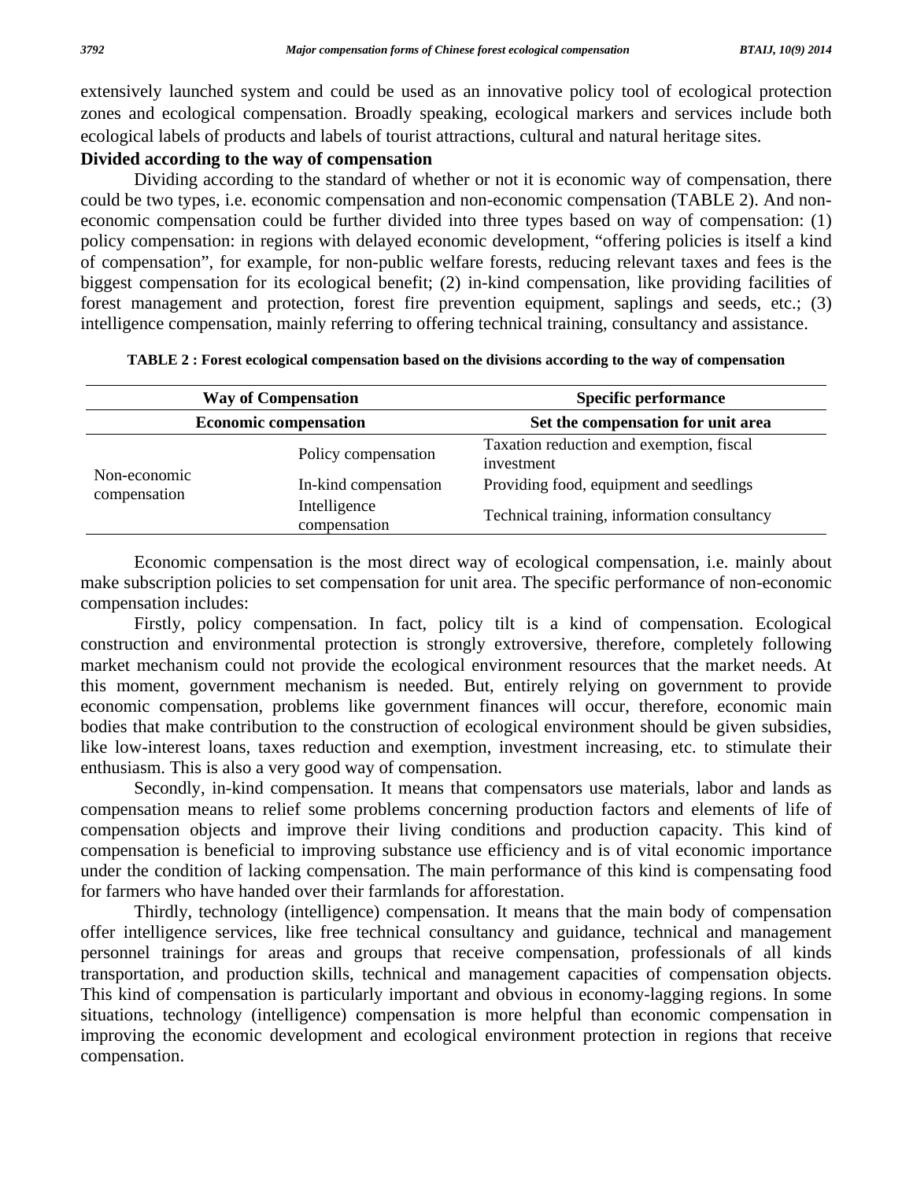extensively launched system and could be used as an innovative policy tool of ecological protection zones and ecological compensation. Broadly speaking, ecological markers and services include both ecological labels of products and labels of tourist attractions, cultural and natural heritage sites.

**Divided according to the way of compensation**

Dividing according to the standard of whether or not it is economic way of compensation, there could be two types, i.e. economic compensation and non-economic compensation (TABLE 2). And non-economic compensation could be further divided into three types based on way of compensation: (1) policy compensation: in regions with delayed economic development, "offering policies is itself a kind of compensation", for example, for non-public welfare forests, reducing relevant taxes and fees is the biggest compensation for its ecological benefit; (2) in-kind compensation, like providing facilities of forest management and protection, forest fire prevention equipment, saplings and seeds, etc.; (3) intelligence compensation, mainly referring to offering technical training, consultancy and assistance.

**TABLE 2 : Forest ecological compensation based on the divisions according to the way of compensation**

| Way of Compensation | | Specific performance |
|---|---|---|
| **Economic compensation** | | **Set the compensation for unit area** |
| Non-economic compensation | Policy compensation | Taxation reduction and exemption, fiscal investment |
| | In-kind compensation | Providing food, equipment and seedlings |
| | Intelligence compensation | Technical training, information consultancy |

Economic compensation is the most direct way of ecological compensation, i.e. mainly about make subscription policies to set compensation for unit area. The specific performance of non-economic compensation includes:

Firstly, policy compensation. In fact, policy tilt is a kind of compensation. Ecological construction and environmental protection is strongly extroversive, therefore, completely following market mechanism could not provide the ecological environment resources that the market needs. At this moment, government mechanism is needed. But, entirely relying on government to provide economic compensation, problems like government finances will occur, therefore, economic main bodies that make contribution to the construction of ecological environment should be given subsidies, like low-interest loans, taxes reduction and exemption, investment increasing, etc. to stimulate their enthusiasm. This is also a very good way of compensation.

Secondly, in-kind compensation. It means that compensators use materials, labor and lands as compensation means to relief some problems concerning production factors and elements of life of compensation objects and improve their living conditions and production capacity. This kind of compensation is beneficial to improving substance use efficiency and is of vital economic importance under the condition of lacking compensation. The main performance of this kind is compensating food for farmers who have handed over their farmlands for afforestation.

Thirdly, technology (intelligence) compensation. It means that the main body of compensation offer intelligence services, like free technical consultancy and guidance, technical and management personnel trainings for areas and groups that receive compensation, professionals of all kinds transportation, and production skills, technical and management capacities of compensation objects. This kind of compensation is particularly important and obvious in economy-lagging regions. In some situations, technology (intelligence) compensation is more helpful than economic compensation in improving the economic development and ecological environment protection in regions that receive compensation.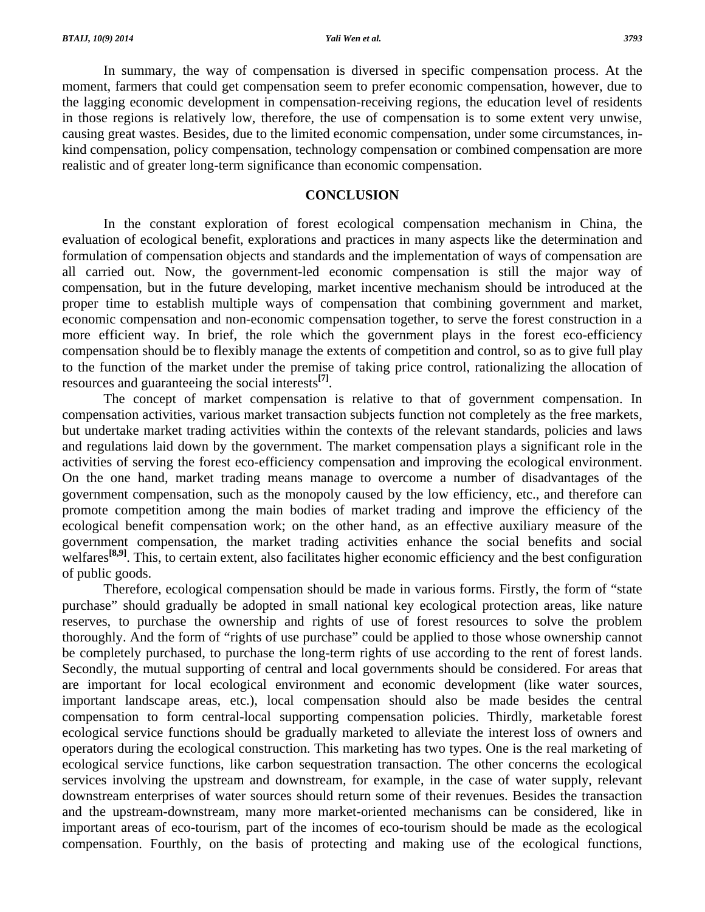In summary, the way of compensation is diversed in specific compensation process. At the moment, farmers that could get compensation seem to prefer economic compensation, however, due to the lagging economic development in compensation-receiving regions, the education level of residents in those regions is relatively low, therefore, the use of compensation is to some extent very unwise, causing great wastes. Besides, due to the limited economic compensation, under some circumstances, in-kind compensation, policy compensation, technology compensation or combined compensation are more realistic and of greater long-term significance than economic compensation.

## CONCLUSION

In the constant exploration of forest ecological compensation mechanism in China, the evaluation of ecological benefit, explorations and practices in many aspects like the determination and formulation of compensation objects and standards and the implementation of ways of compensation are all carried out. Now, the government-led economic compensation is still the major way of compensation, but in the future developing, market incentive mechanism should be introduced at the proper time to establish multiple ways of compensation that combining government and market, economic compensation and non-economic compensation together, to serve the forest construction in a more efficient way. In brief, the role which the government plays in the forest eco-efficiency compensation should be to flexibly manage the extents of competition and control, so as to give full play to the function of the market under the premise of taking price control, rationalizing the allocation of resources and guaranteeing the social interests[7].

The concept of market compensation is relative to that of government compensation. In compensation activities, various market transaction subjects function not completely as the free markets, but undertake market trading activities within the contexts of the relevant standards, policies and laws and regulations laid down by the government. The market compensation plays a significant role in the activities of serving the forest eco-efficiency compensation and improving the ecological environment. On the one hand, market trading means manage to overcome a number of disadvantages of the government compensation, such as the monopoly caused by the low efficiency, etc., and therefore can promote competition among the main bodies of market trading and improve the efficiency of the ecological benefit compensation work; on the other hand, as an effective auxiliary measure of the government compensation, the market trading activities enhance the social benefits and social welfares[8,9]. This, to certain extent, also facilitates higher economic efficiency and the best configuration of public goods.

Therefore, ecological compensation should be made in various forms. Firstly, the form of "state purchase" should gradually be adopted in small national key ecological protection areas, like nature reserves, to purchase the ownership and rights of use of forest resources to solve the problem thoroughly. And the form of "rights of use purchase" could be applied to those whose ownership cannot be completely purchased, to purchase the long-term rights of use according to the rent of forest lands. Secondly, the mutual supporting of central and local governments should be considered. For areas that are important for local ecological environment and economic development (like water sources, important landscape areas, etc.), local compensation should also be made besides the central compensation to form central-local supporting compensation policies. Thirdly, marketable forest ecological service functions should be gradually marketed to alleviate the interest loss of owners and operators during the ecological construction. This marketing has two types. One is the real marketing of ecological service functions, like carbon sequestration transaction. The other concerns the ecological services involving the upstream and downstream, for example, in the case of water supply, relevant downstream enterprises of water sources should return some of their revenues. Besides the transaction and the upstream-downstream, many more market-oriented mechanisms can be considered, like in important areas of eco-tourism, part of the incomes of eco-tourism should be made as the ecological compensation. Fourthly, on the basis of protecting and making use of the ecological functions,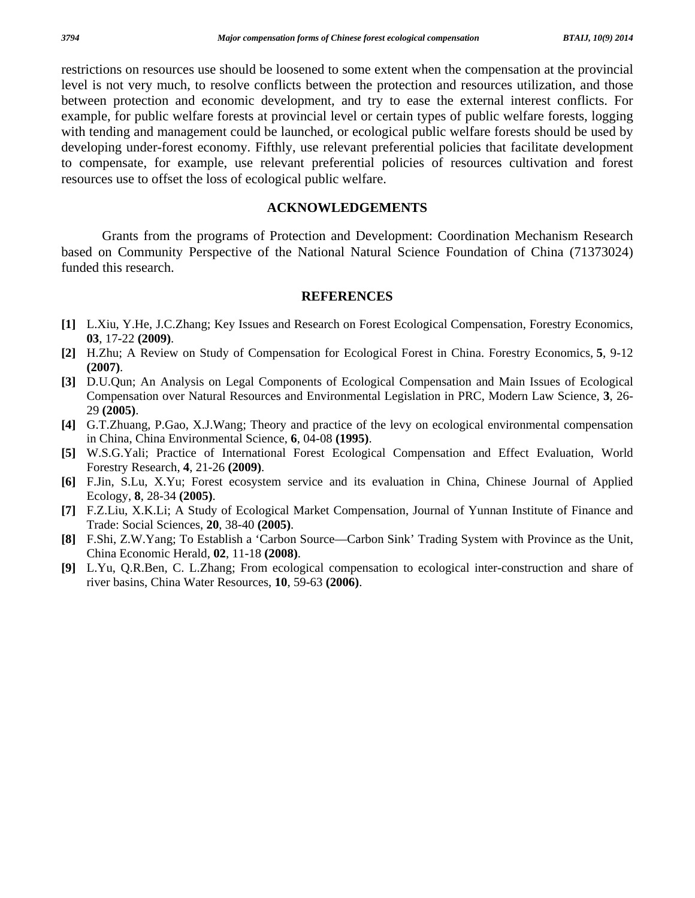restrictions on resources use should be loosened to some extent when the compensation at the provincial level is not very much, to resolve conflicts between the protection and resources utilization, and those between protection and economic development, and try to ease the external interest conflicts. For example, for public welfare forests at provincial level or certain types of public welfare forests, logging with tending and management could be launched, or ecological public welfare forests should be used by developing under-forest economy. Fifthly, use relevant preferential policies that facilitate development to compensate, for example, use relevant preferential policies of resources cultivation and forest resources use to offset the loss of ecological public welfare.

## ACKNOWLEDGEMENTS

Grants from the programs of Protection and Development: Coordination Mechanism Research based on Community Perspective of the National Natural Science Foundation of China (71373024) funded this research.

## REFERENCES

[1] L.Xiu, Y.He, J.C.Zhang; Key Issues and Research on Forest Ecological Compensation, Forestry Economics, **03**, 17-22 **(2009)**.

[2] H.Zhu; A Review on Study of Compensation for Ecological Forest in China. Forestry Economics, **5**, 9-12 **(2007)**.

[3] D.U.Qun; An Analysis on Legal Components of Ecological Compensation and Main Issues of Ecological Compensation over Natural Resources and Environmental Legislation in PRC, Modern Law Science, **3**, 26-29 **(2005)**.

[4] G.T.Zhuang, P.Gao, X.J.Wang; Theory and practice of the levy on ecological environmental compensation in China, China Environmental Science, **6**, 04-08 **(1995)**.

[5] W.S.G.Yali; Practice of International Forest Ecological Compensation and Effect Evaluation, World Forestry Research, **4**, 21-26 **(2009)**.

[6] F.Jin, S.Lu, X.Yu; Forest ecosystem service and its evaluation in China, Chinese Journal of Applied Ecology, **8**, 28-34 **(2005)**.

[7] F.Z.Liu, X.K.Li; A Study of Ecological Market Compensation, Journal of Yunnan Institute of Finance and Trade: Social Sciences, **20**, 38-40 **(2005)**.

[8] F.Shi, Z.W.Yang; To Establish a 'Carbon Source—Carbon Sink' Trading System with Province as the Unit, China Economic Herald, **02**, 11-18 **(2008)**.

[9] L.Yu, Q.R.Ben, C. L.Zhang; From ecological compensation to ecological inter-construction and share of river basins, China Water Resources, **10**, 59-63 **(2006)**.